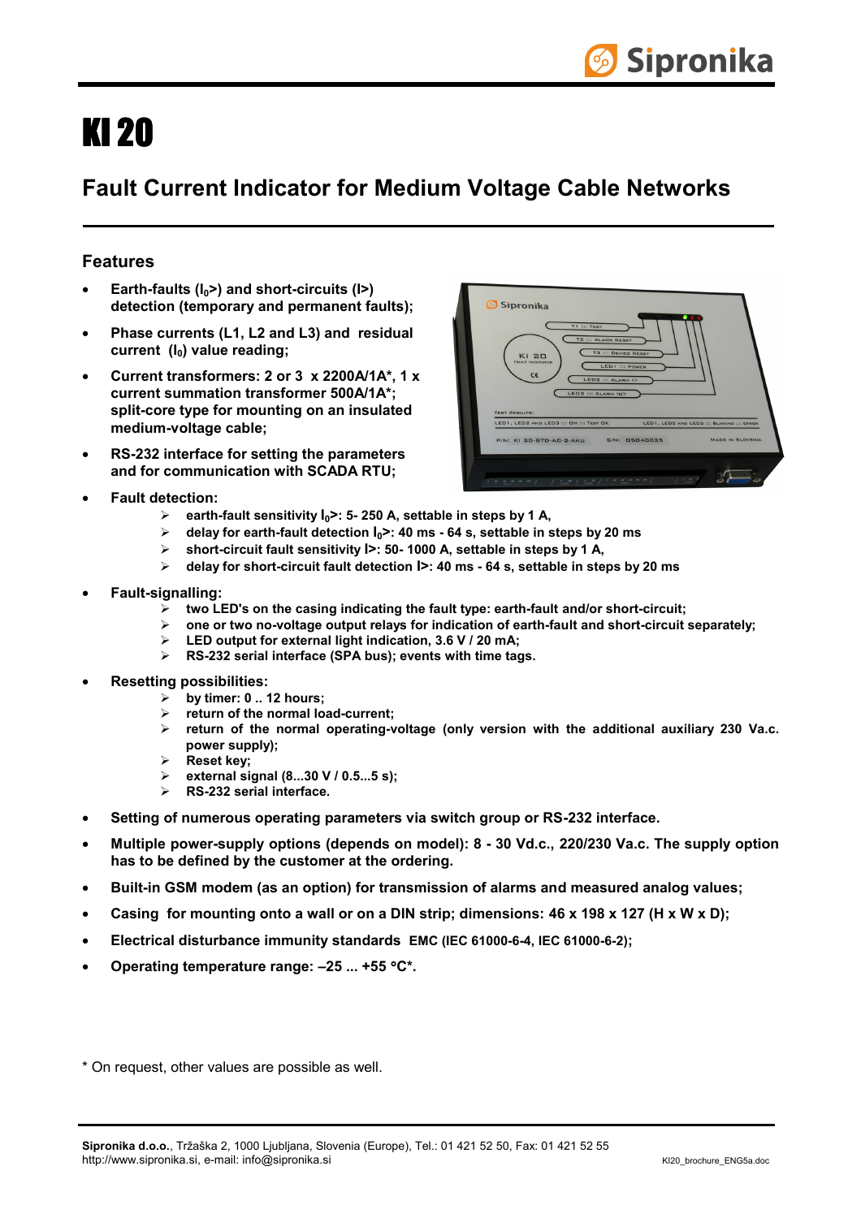// KI 20

## Fault Current Indicator for Medium Voltage Cable Networks

### Features

- **Earth-faults ($I_0$>) and short-circuits (I>) detection (temporary and permanent faults);**
- **Phase currents (L1, L2 and L3) and residual current ($I_0$) value reading;**
- **Current transformers: 2 or 3 x 2200A/1A*, 1 x current summation transformer 500A/1A*; split-core type for mounting on an insulated medium-voltage cable;**
- **RS-232 interface for setting the parameters and for communication with SCADA RTU;**
- **Fault detection:**
  - **earth-fault sensitivity $I_0$>: 5- 250 A, settable in steps by 1 A,**
  - **delay for earth-fault detection $I_0$>: 40 ms - 64 s, settable in steps by 20 ms**
  - **short-circuit fault sensitivity I>: 50- 1000 A, settable in steps by 1 A,**
  - **delay for short-circuit fault detection I>: 40 ms - 64 s, settable in steps by 20 ms**
- **Fault-signalling:**
  - **two LED's on the casing indicating the fault type: earth-fault and/or short-circuit;**
  - **one or two no-voltage output relays for indication of earth-fault and short-circuit separately;**
  - **LED output for external light indication, 3.6 V / 20 mA;**
  - **RS-232 serial interface (SPA bus); events with time tags.**
- **Resetting possibilities:**
  - **by timer: 0 .. 12 hours;**
  - **return of the normal load-current;**
  - **return of the normal operating-voltage (only version with the additional auxiliary 230 Va.c. power supply);**
  - **Reset key;**
  - **external signal (8...30 V / 0.5...5 s);**
  - **RS-232 serial interface.**
- **Setting of numerous operating parameters via switch group or RS-232 interface.**
- **Multiple power-supply options (depends on model): 8 - 30 Vd.c., 220/230 Va.c. The supply option has to be defined by the customer at the ordering.**
- **Built-in GSM modem (as an option) for transmission of alarms and measured analog values;**
- **Casing for mounting onto a wall or on a DIN strip; dimensions: 46 x 198 x 127 (H x W x D);**
- **Electrical disturbance immunity standards EMC (IEC 61000-6-4, IEC 61000-6-2);**
- **Operating temperature range: –25 ... +55 °C*.**

\* On request, other values are possible as well.

**Sipronika d.o.o.**, Tržaška 2, 1000 Ljubljana, Slovenia (Europe), Tel.: 01 421 52 50, Fax: 01 421 52 55
http://www.sipronika.si, e-mail: info@sipronika.si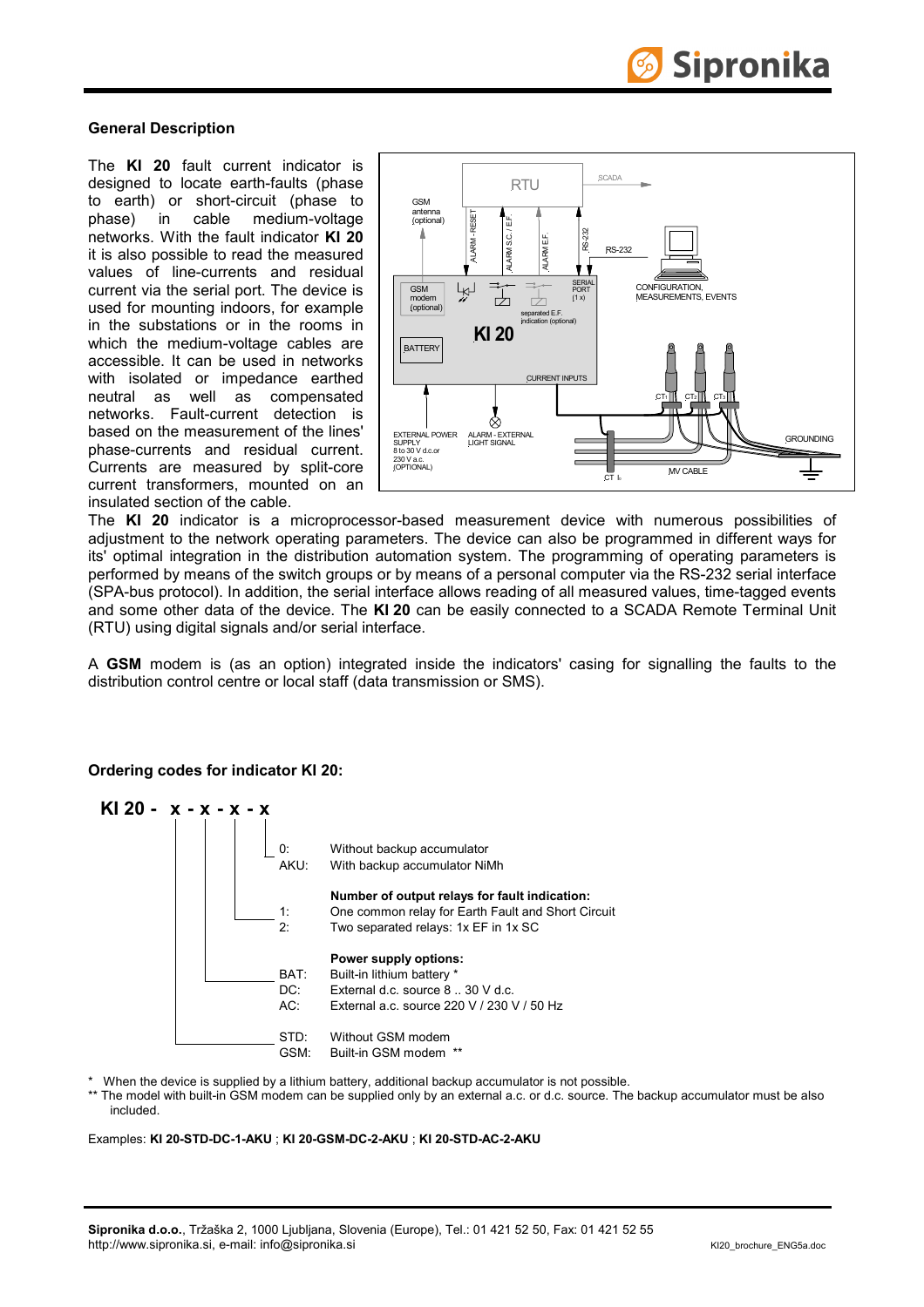## General Description

The **KI 20** fault current indicator is designed to locate earth-faults (phase to earth) or short-circuit (phase to phase) in cable medium-voltage networks. With the fault indicator **KI 20** it is also possible to read the measured values of line-currents and residual current via the serial port. The device is used for mounting indoors, for example in the substations or in the rooms in which the medium-voltage cables are accessible. It can be used in networks with isolated or impedance earthed neutral as well as compensated networks. Fault-current detection is based on the measurement of the lines' phase-currents and residual current. Currents are measured by split-core current transformers, mounted on an insulated section of the cable.

RTU
SCADA
GSM antenna (optional)
ALARM - RESET
ALARM S.C. / E.F.
ALARM E.F.
RS-232
RS-232
GSM modem (optional)
SERIAL PORT (1 x)
separated E.F. indication (optional)
KI 20
BATTERY
CURRENT INPUTS
CONFIGURATION, MEASUREMENTS, EVENTS
CT1 CT2 CT3
EXTERNAL POWER SUPPLY 8 to 30 V d.c.or 230 V a.c. (OPTIONAL)
ALARM - EXTERNAL LIGHT SIGNAL
GROUNDING
CT I0
MV CABLE

The **KI 20** indicator is a microprocessor-based measurement device with numerous possibilities of adjustment to the network operating parameters. The device can also be programmed in different ways for its' optimal integration in the distribution automation system. The programming of operating parameters is performed by means of the switch groups or by means of a personal computer via the RS-232 serial interface (SPA-bus protocol). In addition, the serial interface allows reading of all measured values, time-tagged events and some other data of the device. The **KI 20** can be easily connected to a SCADA Remote Terminal Unit (RTU) using digital signals and/or serial interface.

A **GSM** modem is (as an option) integrated inside the indicators' casing for signalling the faults to the distribution control centre or local staff (data transmission or SMS).

## Ordering codes for indicator KI 20:

**KI 20 - x - x - x - x**

| | |
|---|---|
| 0: | Without backup accumulator |
| AKU: | With backup accumulator NiMh |
| | **Number of output relays for fault indication:** |
| 1: | One common relay for Earth Fault and Short Circuit |
| 2: | Two separated relays: 1x EF in 1x SC |
| | **Power supply options:** |
| BAT: | Built-in lithium battery * |
| DC: | External d.c. source 8 .. 30 V d.c. |
| AC: | External a.c. source 220 V / 230 V / 50 Hz |
| STD: | Without GSM modem |
| GSM: | Built-in GSM modem ** |

\* When the device is supplied by a lithium battery, additional backup accumulator is not possible.

** The model with built-in GSM modem can be supplied only by an external a.c. or d.c. source. The backup accumulator must be also included.

Examples: **KI 20-STD-DC-1-AKU** ; **KI 20-GSM-DC-2-AKU** ; **KI 20-STD-AC-2-AKU**

**Sipronika d.o.o.**, Tržaška 2, 1000 Ljubljana, Slovenia (Europe), Tel.: 01 421 52 50, Fax: 01 421 52 55
http://www.sipronika.si, e-mail: info@sipronika.si